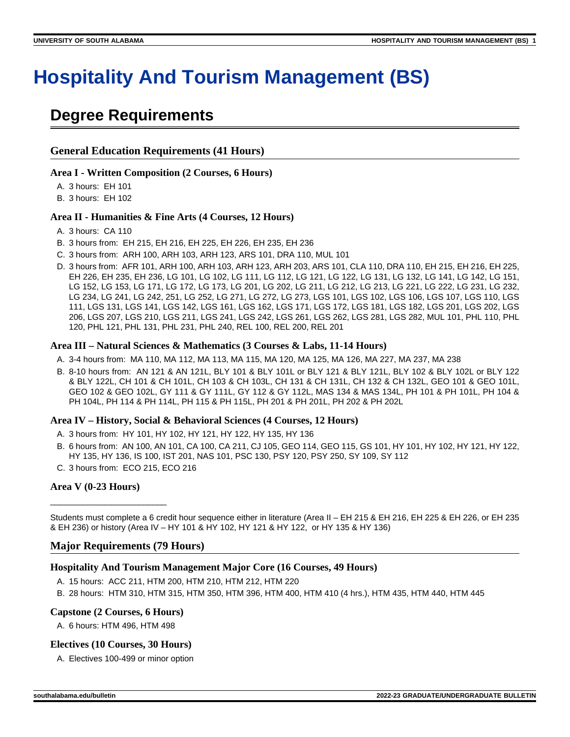# Hospitality And Tourism Management (BS)

## Degree Requirements

### General Education Requirements (41 Hours)

#### Area I - Written Composition (2 Courses, 6 Hours)

A. 3 hours: EH 101
B. 3 hours: EH 102

#### Area II - Humanities & Fine Arts (4 Courses, 12 Hours)

A. 3 hours: CA 110
B. 3 hours from: EH 215, EH 216, EH 225, EH 226, EH 235, EH 236
C. 3 hours from: ARH 100, ARH 103, ARH 123, ARS 101, DRA 110, MUL 101
D. 3 hours from: AFR 101, ARH 100, ARH 103, ARH 123, ARH 203, ARS 101, CLA 110, DRA 110, EH 215, EH 216, EH 225, EH 226, EH 235, EH 236, LG 101, LG 102, LG 111, LG 112, LG 121, LG 122, LG 131, LG 132, LG 141, LG 142, LG 151, LG 152, LG 153, LG 171, LG 172, LG 173, LG 201, LG 202, LG 211, LG 212, LG 213, LG 221, LG 222, LG 231, LG 232, LG 234, LG 241, LG 242, 251, LG 252, LG 271, LG 272, LG 273, LGS 101, LGS 102, LGS 106, LGS 107, LGS 110, LGS 111, LGS 131, LGS 141, LGS 142, LGS 161, LGS 162, LGS 171, LGS 172, LGS 181, LGS 182, LGS 201, LGS 202, LGS 206, LGS 207, LGS 210, LGS 211, LGS 241, LGS 242, LGS 261, LGS 262, LGS 281, LGS 282, MUL 101, PHL 110, PHL 120, PHL 121, PHL 131, PHL 231, PHL 240, REL 100, REL 200, REL 201

#### Area III – Natural Sciences & Mathematics (3 Courses & Labs, 11-14 Hours)

A. 3-4 hours from: MA 110, MA 112, MA 113, MA 115, MA 120, MA 125, MA 126, MA 227, MA 237, MA 238
B. 8-10 hours from: AN 121 & AN 121L, BLY 101 & BLY 101L or BLY 121 & BLY 121L, BLY 102 & BLY 102L or BLY 122 & BLY 122L, CH 101 & CH 101L, CH 103 & CH 103L, CH 131 & CH 131L, CH 132 & CH 132L, GEO 101 & GEO 101L, GEO 102 & GEO 102L, GY 111 & GY 111L, GY 112 & GY 112L, MAS 134 & MAS 134L, PH 101 & PH 101L, PH 104 & PH 104L, PH 114 & PH 114L, PH 115 & PH 115L, PH 201 & PH 201L, PH 202 & PH 202L

#### Area IV – History, Social & Behavioral Sciences (4 Courses, 12 Hours)

A. 3 hours from: HY 101, HY 102, HY 121, HY 122, HY 135, HY 136
B. 6 hours from: AN 100, AN 101, CA 100, CA 211, CJ 105, GEO 114, GEO 115, GS 101, HY 101, HY 102, HY 121, HY 122, HY 135, HY 136, IS 100, IST 201, NAS 101, PSC 130, PSY 120, PSY 250, SY 109, SY 112
C. 3 hours from: ECO 215, ECO 216

#### Area V (0-23 Hours)

________________________

Students must complete a 6 credit hour sequence either in literature (Area II – EH 215 & EH 216, EH 225 & EH 226, or EH 235 & EH 236) or history (Area IV – HY 101 & HY 102, HY 121 & HY 122, or HY 135 & HY 136)

### Major Requirements (79 Hours)

#### Hospitality And Tourism Management Major Core (16 Courses, 49 Hours)

A. 15 hours: ACC 211, HTM 200, HTM 210, HTM 212, HTM 220
B. 28 hours: HTM 310, HTM 315, HTM 350, HTM 396, HTM 400, HTM 410 (4 hrs.), HTM 435, HTM 440, HTM 445

#### Capstone (2 Courses, 6 Hours)

A. 6 hours: HTM 496, HTM 498

#### Electives (10 Courses, 30 Hours)

A. Electives 100-499 or minor option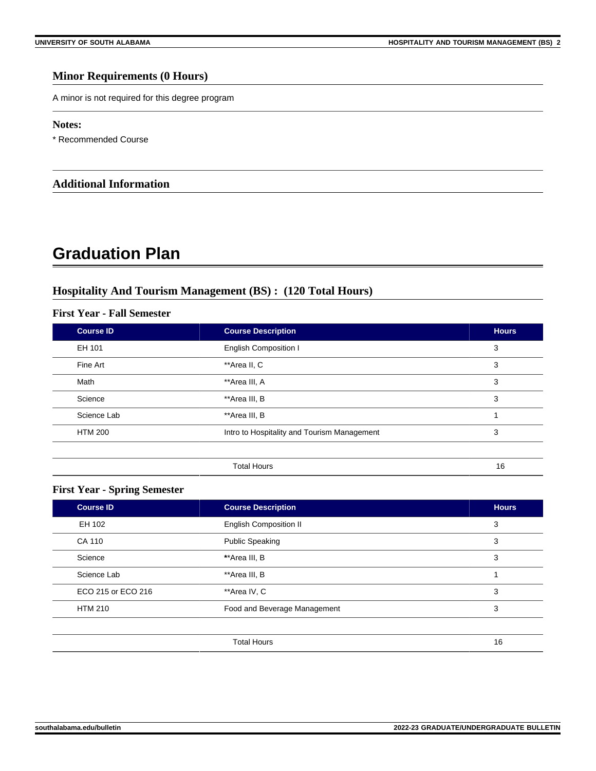## Minor Requirements (0 Hours)

A minor is not required for this degree program

## Notes:

* Recommended Course

## Additional Information

# Graduation Plan

## Hospitality And Tourism Management (BS) : (120 Total Hours)

### First Year - Fall Semester

| Course ID | Course Description | Hours |
|---|---|---|
| EH 101 | English Composition I | 3 |
| Fine Art | **Area II, C | 3 |
| Math | **Area III, A | 3 |
| Science | **Area III, B | 3 |
| Science Lab | **Area III, B | 1 |
| HTM 200 | Intro to Hospitality and Tourism Management | 3 |
| | | |
| | Total Hours | 16 |

### First Year - Spring Semester

| Course ID | Course Description | Hours |
|---|---|---|
| EH 102 | English Composition II | 3 |
| CA 110 | Public Speaking | 3 |
| Science | **Area III, B | 3 |
| Science Lab | **Area III, B | 1 |
| ECO 215 or ECO 216 | **Area IV, C | 3 |
| HTM 210 | Food and Beverage Management | 3 |
| | | |
| | Total Hours | 16 |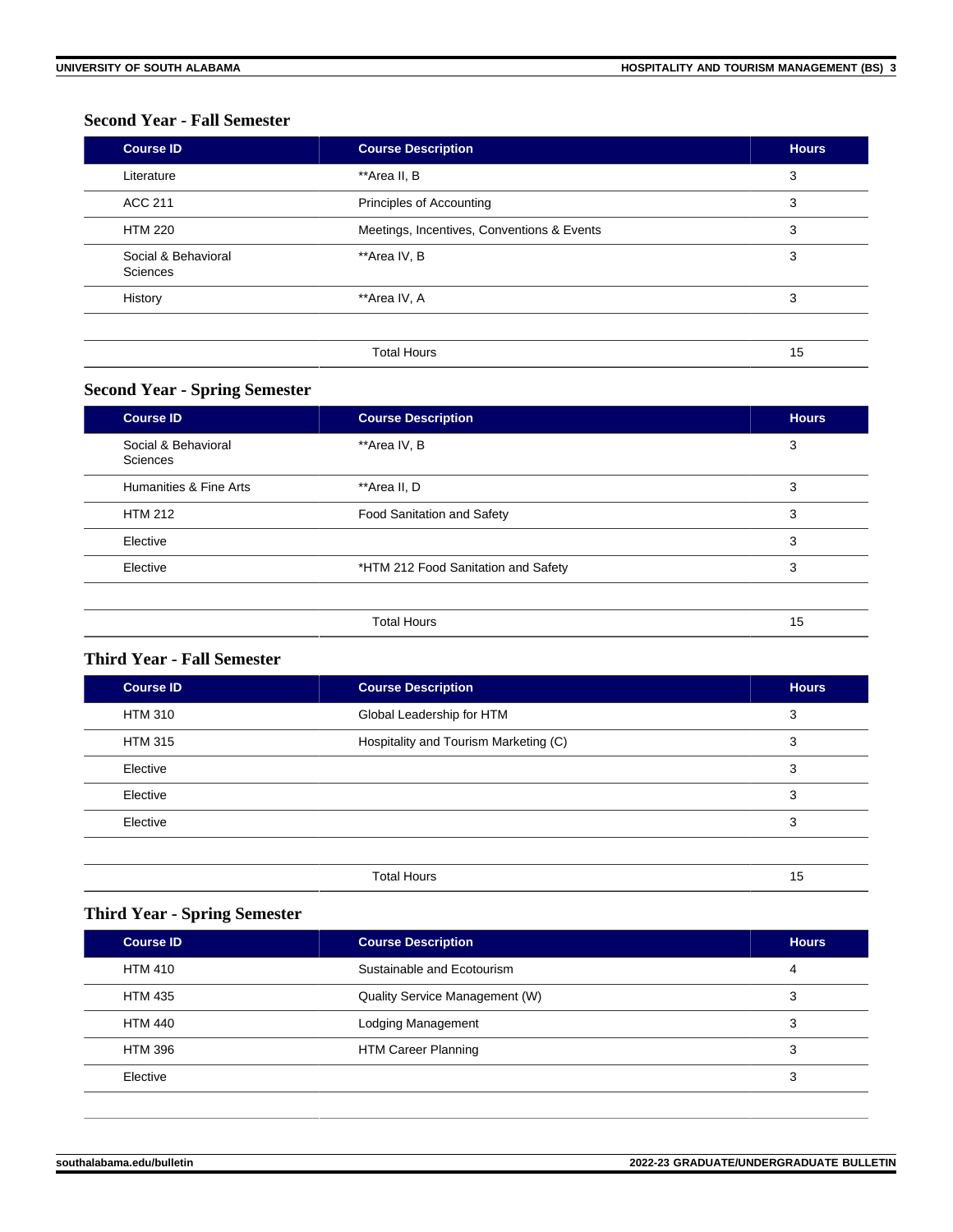### Second Year - Fall Semester

| Course ID | Course Description | Hours |
|---|---|---|
| Literature | **Area II, B | 3 |
| ACC 211 | Principles of Accounting | 3 |
| HTM 220 | Meetings, Incentives, Conventions & Events | 3 |
| Social & Behavioral Sciences | **Area IV, B | 3 |
| History | **Area IV, A | 3 |
| | | |
| | Total Hours | 15 |

### Second Year - Spring Semester

| Course ID | Course Description | Hours |
|---|---|---|
| Social & Behavioral Sciences | **Area IV, B | 3 |
| Humanities & Fine Arts | **Area II, D | 3 |
| HTM 212 | Food Sanitation and Safety | 3 |
| Elective | | 3 |
| Elective | *HTM 212 Food Sanitation and Safety | 3 |
| | | |
| | Total Hours | 15 |

### Third Year - Fall Semester

| Course ID | Course Description | Hours |
|---|---|---|
| HTM 310 | Global Leadership for HTM | 3 |
| HTM 315 | Hospitality and Tourism Marketing (C) | 3 |
| Elective | | 3 |
| Elective | | 3 |
| Elective | | 3 |
| | | |
| | Total Hours | 15 |

### Third Year - Spring Semester

| Course ID | Course Description | Hours |
|---|---|---|
| HTM 410 | Sustainable and Ecotourism | 4 |
| HTM 435 | Quality Service Management (W) | 3 |
| HTM 440 | Lodging Management | 3 |
| HTM 396 | HTM Career Planning | 3 |
| Elective | | 3 |
| | | |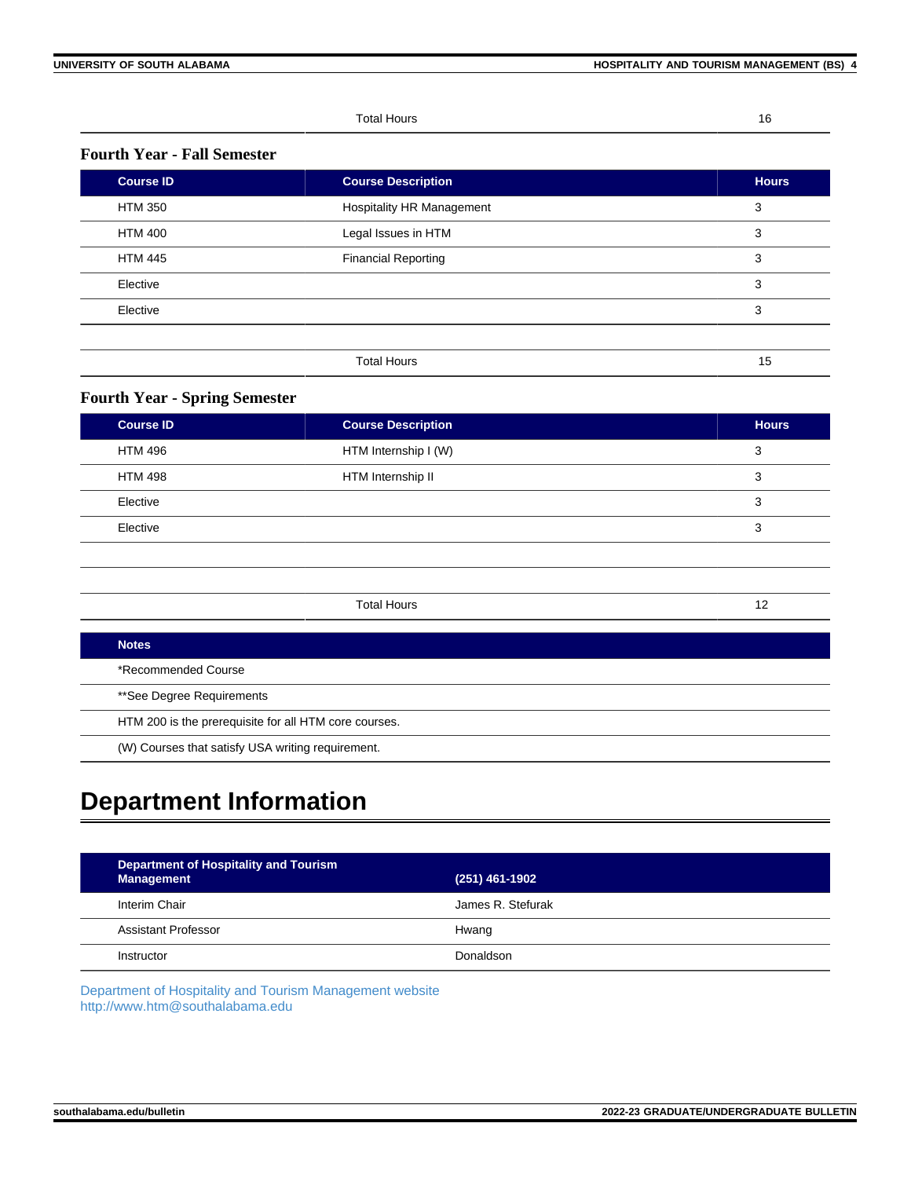| | Total Hours | 16 |
|---|---|---|

### Fourth Year - Fall Semester

| Course ID | Course Description | Hours |
|---|---|---|
| HTM 350 | Hospitality HR Management | 3 |
| HTM 400 | Legal Issues in HTM | 3 |
| HTM 445 | Financial Reporting | 3 |
| Elective | | 3 |
| Elective | | 3 |
| | | |
| | Total Hours | 15 |

### Fourth Year - Spring Semester

| Course ID | Course Description | Hours |
|---|---|---|
| HTM 496 | HTM Internship I (W) | 3 |
| HTM 498 | HTM Internship II | 3 |
| Elective | | 3 |
| Elective | | 3 |
| | | |
| | | |
| | Total Hours | 12 |

| Notes |
|---|
| *Recommended Course |
| **See Degree Requirements |
| HTM 200 is the prerequisite for all HTM core courses. |
| (W) Courses that satisfy USA writing requirement. |

# Department Information

| Department of Hospitality and Tourism Management | (251) 461-1902 |
|---|---|
| Interim Chair | James R. Stefurak |
| Assistant Professor | Hwang |
| Instructor | Donaldson |

Department of Hospitality and Tourism Management website
http://www.htm@southalabama.edu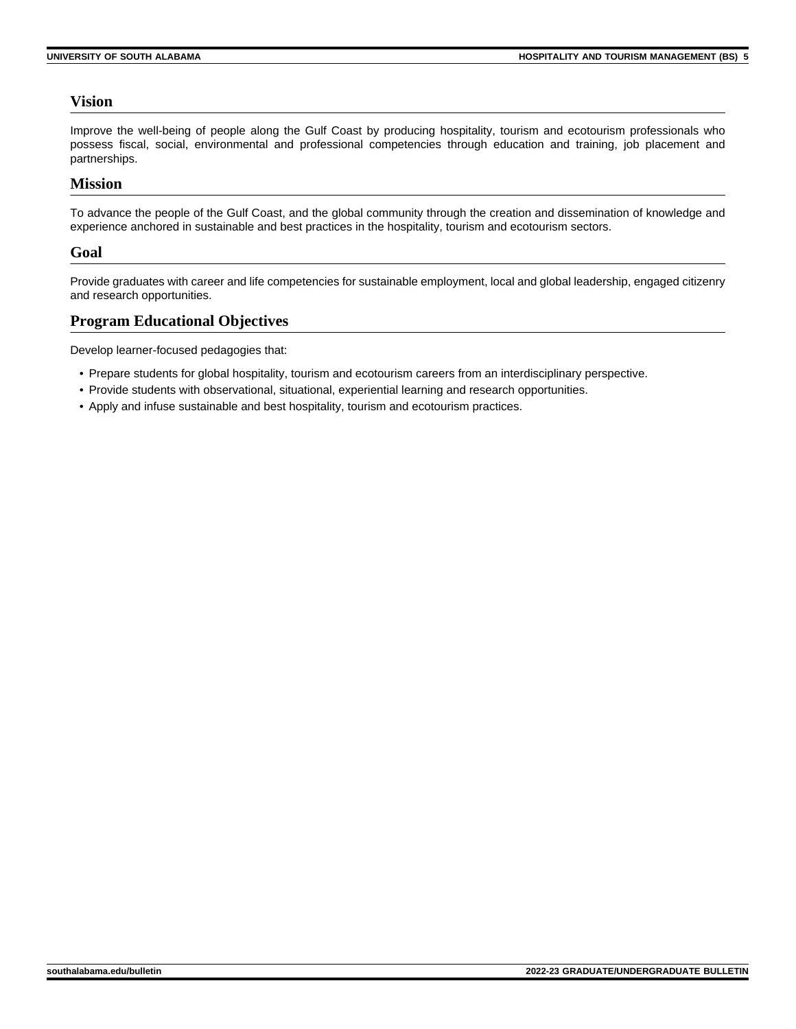## Vision

Improve the well-being of people along the Gulf Coast by producing hospitality, tourism and ecotourism professionals who possess fiscal, social, environmental and professional competencies through education and training, job placement and partnerships.

## Mission

To advance the people of the Gulf Coast, and the global community through the creation and dissemination of knowledge and experience anchored in sustainable and best practices in the hospitality, tourism and ecotourism sectors.

## Goal

Provide graduates with career and life competencies for sustainable employment, local and global leadership, engaged citizenry and research opportunities.

## Program Educational Objectives

Develop learner-focused pedagogies that:

- Prepare students for global hospitality, tourism and ecotourism careers from an interdisciplinary perspective.
- Provide students with observational, situational, experiential learning and research opportunities.
- Apply and infuse sustainable and best hospitality, tourism and ecotourism practices.